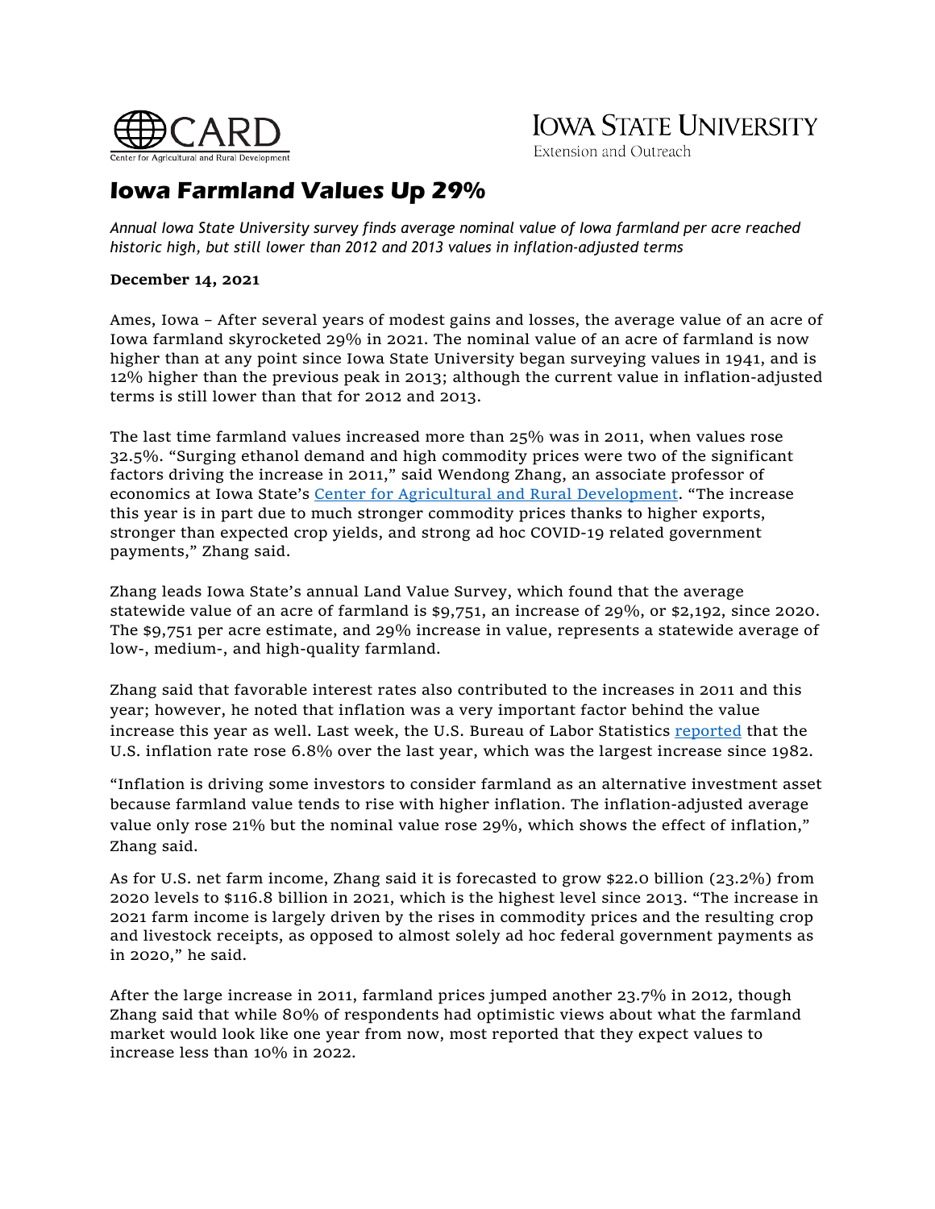CARD
Center for Agricultural and Rural Development

IOWA STATE UNIVERSITY
Extension and Outreach

# Iowa Farmland Values Up 29%

*Annual Iowa State University survey finds average nominal value of Iowa farmland per acre reached historic high, but still lower than 2012 and 2013 values in inflation-adjusted terms*

**December 14, 2021**

Ames, Iowa – After several years of modest gains and losses, the average value of an acre of Iowa farmland skyrocketed 29% in 2021. The nominal value of an acre of farmland is now higher than at any point since Iowa State University began surveying values in 1941, and is 12% higher than the previous peak in 2013; although the current value in inflation-adjusted terms is still lower than that for 2012 and 2013.

The last time farmland values increased more than 25% was in 2011, when values rose 32.5%. "Surging ethanol demand and high commodity prices were two of the significant factors driving the increase in 2011," said Wendong Zhang, an associate professor of economics at Iowa State's [Center for Agricultural and Rural Development](). "The increase this year is in part due to much stronger commodity prices thanks to higher exports, stronger than expected crop yields, and strong ad hoc COVID-19 related government payments," Zhang said.

Zhang leads Iowa State's annual Land Value Survey, which found that the average statewide value of an acre of farmland is $9,751, an increase of 29%, or $2,192, since 2020. The $9,751 per acre estimate, and 29% increase in value, represents a statewide average of low-, medium-, and high-quality farmland.

Zhang said that favorable interest rates also contributed to the increases in 2011 and this year; however, he noted that inflation was a very important factor behind the value increase this year as well. Last week, the U.S. Bureau of Labor Statistics [reported]() that the U.S. inflation rate rose 6.8% over the last year, which was the largest increase since 1982.

"Inflation is driving some investors to consider farmland as an alternative investment asset because farmland value tends to rise with higher inflation. The inflation-adjusted average value only rose 21% but the nominal value rose 29%, which shows the effect of inflation," Zhang said.

As for U.S. net farm income, Zhang said it is forecasted to grow $22.0 billion (23.2%) from 2020 levels to $116.8 billion in 2021, which is the highest level since 2013. "The increase in 2021 farm income is largely driven by the rises in commodity prices and the resulting crop and livestock receipts, as opposed to almost solely ad hoc federal government payments as in 2020," he said.

After the large increase in 2011, farmland prices jumped another 23.7% in 2012, though Zhang said that while 80% of respondents had optimistic views about what the farmland market would look like one year from now, most reported that they expect values to increase less than 10% in 2022.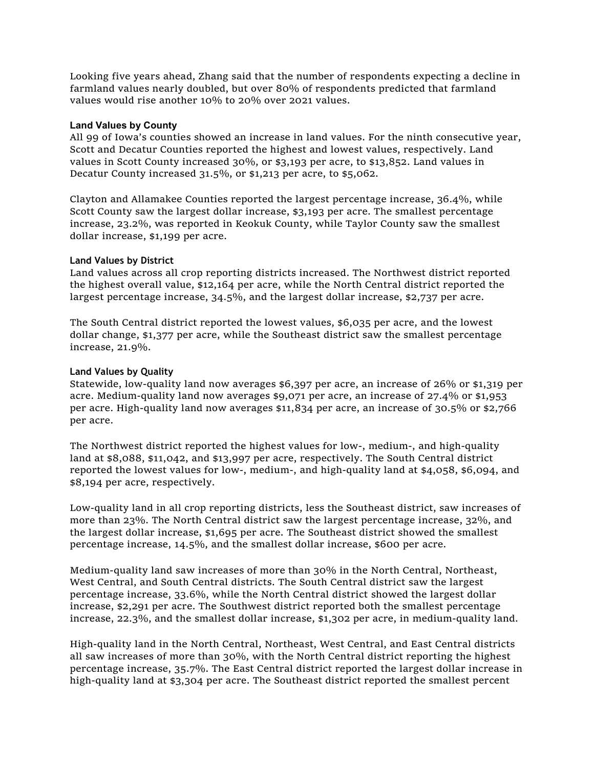Looking five years ahead, Zhang said that the number of respondents expecting a decline in farmland values nearly doubled, but over 80% of respondents predicted that farmland values would rise another 10% to 20% over 2021 values.

### Land Values by County

All 99 of Iowa's counties showed an increase in land values. For the ninth consecutive year, Scott and Decatur Counties reported the highest and lowest values, respectively. Land values in Scott County increased 30%, or $3,193 per acre, to $13,852. Land values in Decatur County increased 31.5%, or $1,213 per acre, to $5,062.

Clayton and Allamakee Counties reported the largest percentage increase, 36.4%, while Scott County saw the largest dollar increase, $3,193 per acre. The smallest percentage increase, 23.2%, was reported in Keokuk County, while Taylor County saw the smallest dollar increase, $1,199 per acre.

### Land Values by District

Land values across all crop reporting districts increased. The Northwest district reported the highest overall value, $12,164 per acre, while the North Central district reported the largest percentage increase, 34.5%, and the largest dollar increase, $2,737 per acre.

The South Central district reported the lowest values, $6,035 per acre, and the lowest dollar change, $1,377 per acre, while the Southeast district saw the smallest percentage increase, 21.9%.

### Land Values by Quality

Statewide, low-quality land now averages $6,397 per acre, an increase of 26% or $1,319 per acre. Medium-quality land now averages $9,071 per acre, an increase of 27.4% or $1,953 per acre. High-quality land now averages $11,834 per acre, an increase of 30.5% or $2,766 per acre.

The Northwest district reported the highest values for low-, medium-, and high-quality land at $8,088, $11,042, and $13,997 per acre, respectively. The South Central district reported the lowest values for low-, medium-, and high-quality land at $4,058, $6,094, and $8,194 per acre, respectively.

Low-quality land in all crop reporting districts, less the Southeast district, saw increases of more than 23%. The North Central district saw the largest percentage increase, 32%, and the largest dollar increase, $1,695 per acre. The Southeast district showed the smallest percentage increase, 14.5%, and the smallest dollar increase, $600 per acre.

Medium-quality land saw increases of more than 30% in the North Central, Northeast, West Central, and South Central districts. The South Central district saw the largest percentage increase, 33.6%, while the North Central district showed the largest dollar increase, $2,291 per acre. The Southwest district reported both the smallest percentage increase, 22.3%, and the smallest dollar increase, $1,302 per acre, in medium-quality land.

High-quality land in the North Central, Northeast, West Central, and East Central districts all saw increases of more than 30%, with the North Central district reporting the highest percentage increase, 35.7%. The East Central district reported the largest dollar increase in high-quality land at $3,304 per acre. The Southeast district reported the smallest percent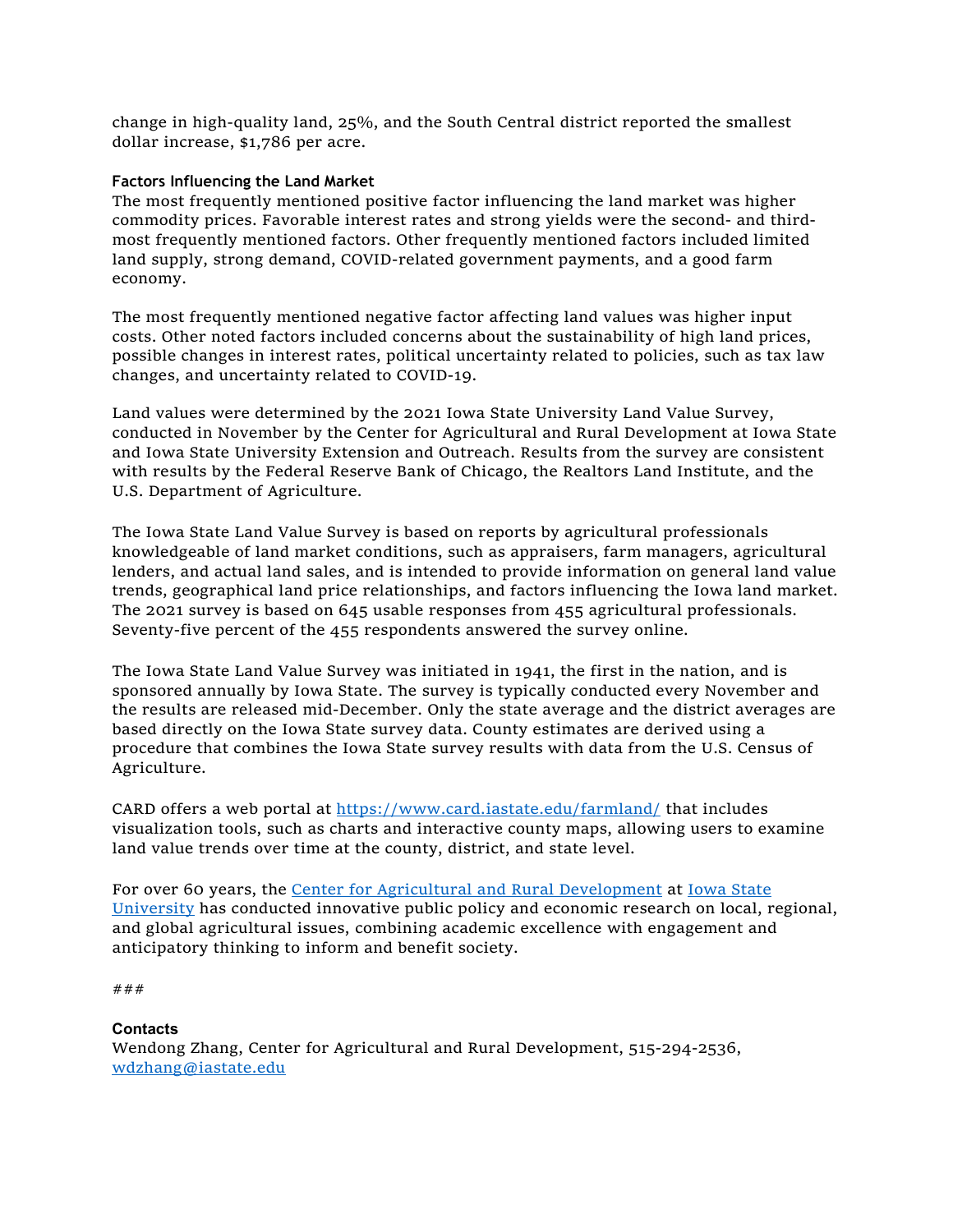change in high-quality land, 25%, and the South Central district reported the smallest dollar increase, $1,786 per acre.

**Factors Influencing the Land Market**

The most frequently mentioned positive factor influencing the land market was higher commodity prices. Favorable interest rates and strong yields were the second- and third-most frequently mentioned factors. Other frequently mentioned factors included limited land supply, strong demand, COVID-related government payments, and a good farm economy.

The most frequently mentioned negative factor affecting land values was higher input costs. Other noted factors included concerns about the sustainability of high land prices, possible changes in interest rates, political uncertainty related to policies, such as tax law changes, and uncertainty related to COVID-19.

Land values were determined by the 2021 Iowa State University Land Value Survey, conducted in November by the Center for Agricultural and Rural Development at Iowa State and Iowa State University Extension and Outreach. Results from the survey are consistent with results by the Federal Reserve Bank of Chicago, the Realtors Land Institute, and the U.S. Department of Agriculture.

The Iowa State Land Value Survey is based on reports by agricultural professionals knowledgeable of land market conditions, such as appraisers, farm managers, agricultural lenders, and actual land sales, and is intended to provide information on general land value trends, geographical land price relationships, and factors influencing the Iowa land market. The 2021 survey is based on 645 usable responses from 455 agricultural professionals. Seventy-five percent of the 455 respondents answered the survey online.

The Iowa State Land Value Survey was initiated in 1941, the first in the nation, and is sponsored annually by Iowa State. The survey is typically conducted every November and the results are released mid-December. Only the state average and the district averages are based directly on the Iowa State survey data. County estimates are derived using a procedure that combines the Iowa State survey results with data from the U.S. Census of Agriculture.

CARD offers a web portal at [https://www.card.iastate.edu/farmland/](https://www.card.iastate.edu/farmland/) that includes visualization tools, such as charts and interactive county maps, allowing users to examine land value trends over time at the county, district, and state level.

For over 60 years, the [Center for Agricultural and Rural Development](https://www.card.iastate.edu/) at [Iowa State University](https://www.iastate.edu/) has conducted innovative public policy and economic research on local, regional, and global agricultural issues, combining academic excellence with engagement and anticipatory thinking to inform and benefit society.

###

**Contacts**

Wendong Zhang, Center for Agricultural and Rural Development, 515-294-2536, [wdzhang@iastate.edu](mailto:wdzhang@iastate.edu)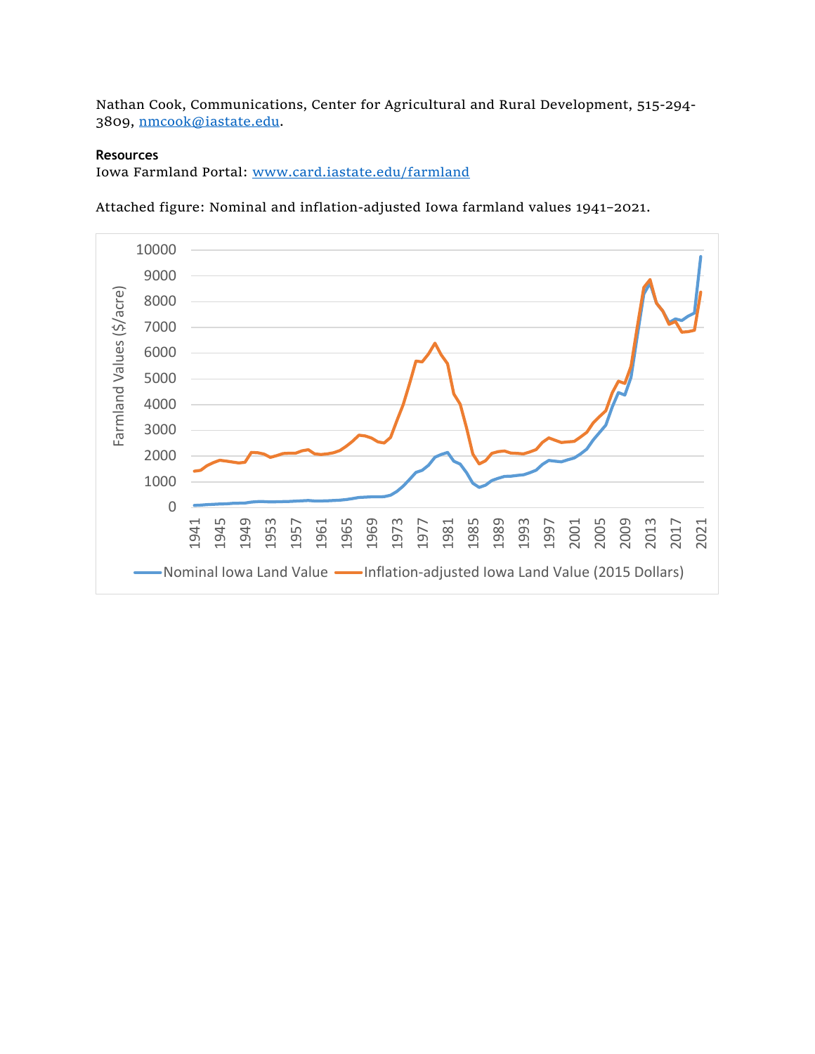Nathan Cook, Communications, Center for Agricultural and Rural Development, 515-294-3809, nmcook@iastate.edu.

**Resources**

Iowa Farmland Portal: www.card.iastate.edu/farmland

Attached figure: Nominal and inflation-adjusted Iowa farmland values 1941–2021.

Farmland Values ($/acre)

10000
9000
8000
7000
6000
5000
4000
3000
2000
1000
0

1941 1945 1949 1953 1957 1961 1965 1969 1973 1977 1981 1985 1989 1993 1997 2001 2005 2009 2013 2017 2021

Nominal Iowa Land Value

Inflation-adjusted Iowa Land Value (2015 Dollars)